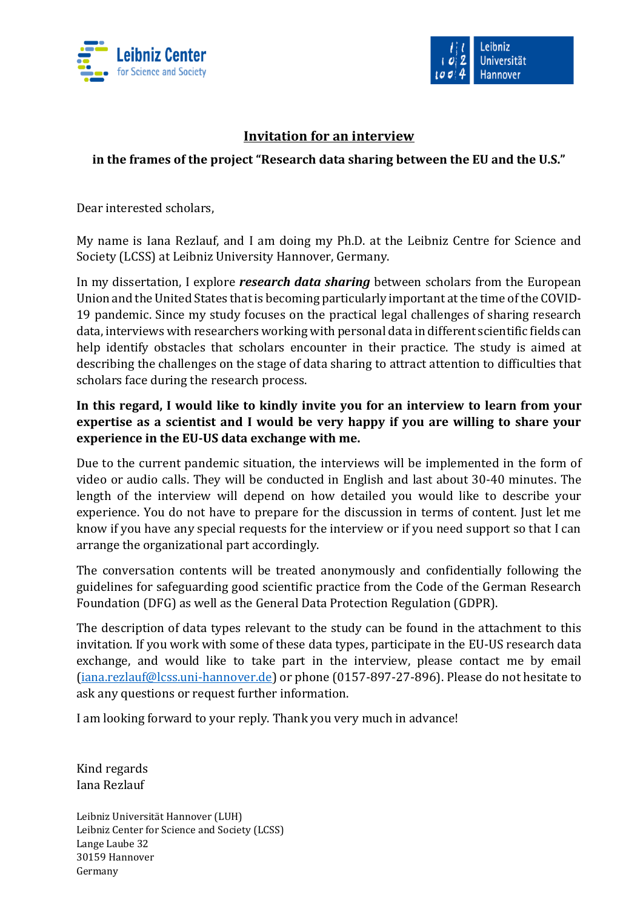Leibniz Center for Science and Society

Leibniz Universität Hannover

# Invitation for an interview

**in the frames of the project "Research data sharing between the EU and the U.S."**

Dear interested scholars,

My name is Iana Rezlauf, and I am doing my Ph.D. at the Leibniz Centre for Science and Society (LCSS) at Leibniz University Hannover, Germany.

In my dissertation, I explore ***research data sharing*** between scholars from the European Union and the United States that is becoming particularly important at the time of the COVID-19 pandemic. Since my study focuses on the practical legal challenges of sharing research data, interviews with researchers working with personal data in different scientific fields can help identify obstacles that scholars encounter in their practice. The study is aimed at describing the challenges on the stage of data sharing to attract attention to difficulties that scholars face during the research process.

**In this regard, I would like to kindly invite you for an interview to learn from your expertise as a scientist and I would be very happy if you are willing to share your experience in the EU-US data exchange with me.**

Due to the current pandemic situation, the interviews will be implemented in the form of video or audio calls. They will be conducted in English and last about 30-40 minutes. The length of the interview will depend on how detailed you would like to describe your experience. You do not have to prepare for the discussion in terms of content. Just let me know if you have any special requests for the interview or if you need support so that I can arrange the organizational part accordingly.

The conversation contents will be treated anonymously and confidentially following the guidelines for safeguarding good scientific practice from the Code of the German Research Foundation (DFG) as well as the General Data Protection Regulation (GDPR).

The description of data types relevant to the study can be found in the attachment to this invitation. If you work with some of these data types, participate in the EU-US research data exchange, and would like to take part in the interview, please contact me by email (iana.rezlauf@lcss.uni-hannover.de) or phone (0157-897-27-896). Please do not hesitate to ask any questions or request further information.

I am looking forward to your reply. Thank you very much in advance!

Kind regards  
Iana Rezlauf

Leibniz Universität Hannover (LUH)  
Leibniz Center for Science and Society (LCSS)  
Lange Laube 32  
30159 Hannover  
Germany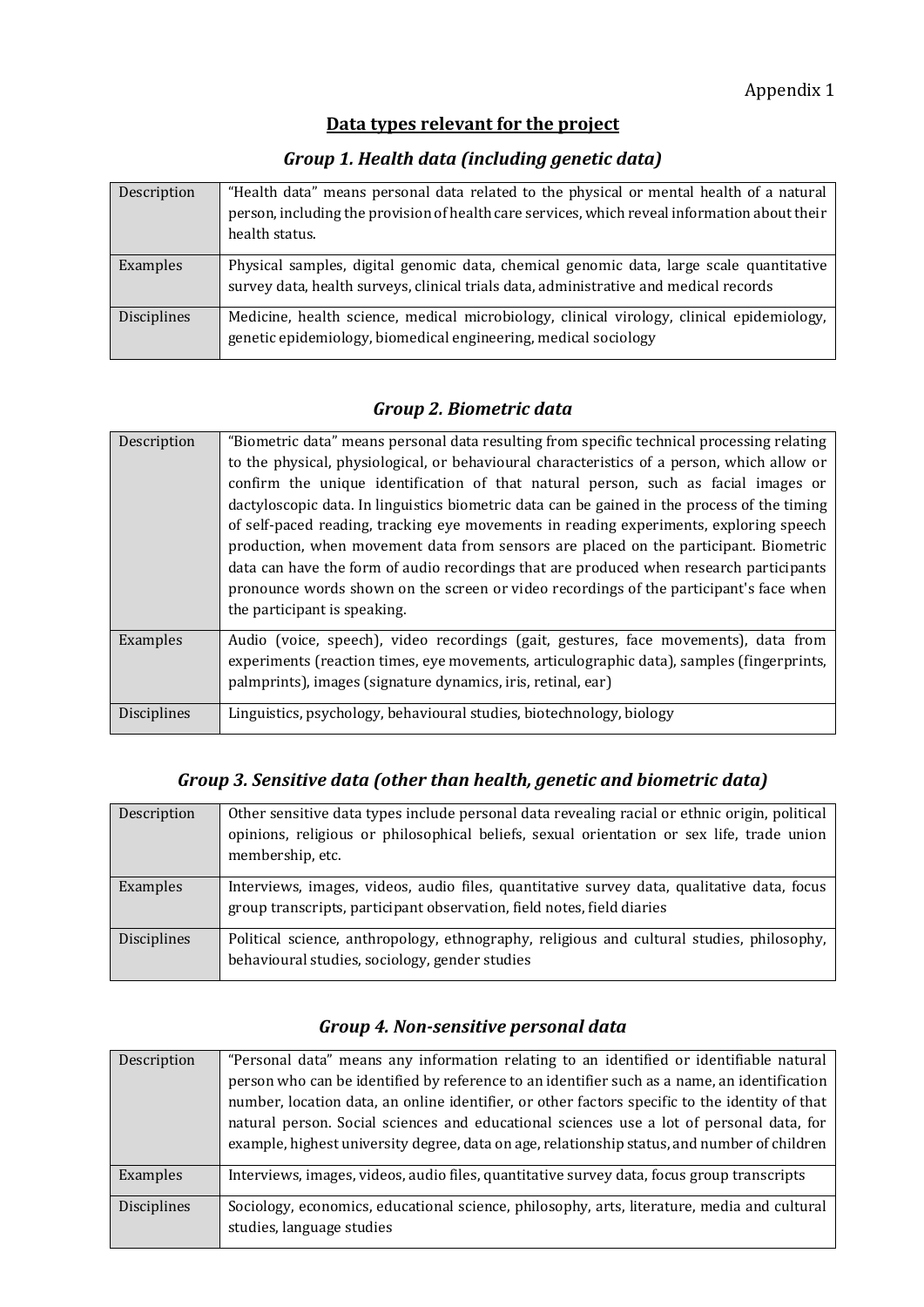Appendix 1

## Data types relevant for the project

### *Group 1. Health data (including genetic data)*

| | |
|---|---|
| Description | "Health data" means personal data related to the physical or mental health of a natural person, including the provision of health care services, which reveal information about their health status. |
| Examples | Physical samples, digital genomic data, chemical genomic data, large scale quantitative survey data, health surveys, clinical trials data, administrative and medical records |
| Disciplines | Medicine, health science, medical microbiology, clinical virology, clinical epidemiology, genetic epidemiology, biomedical engineering, medical sociology |

### *Group 2. Biometric data*

| | |
|---|---|
| Description | "Biometric data" means personal data resulting from specific technical processing relating to the physical, physiological, or behavioural characteristics of a person, which allow or confirm the unique identification of that natural person, such as facial images or dactyloscopic data. In linguistics biometric data can be gained in the process of the timing of self-paced reading, tracking eye movements in reading experiments, exploring speech production, when movement data from sensors are placed on the participant. Biometric data can have the form of audio recordings that are produced when research participants pronounce words shown on the screen or video recordings of the participant's face when the participant is speaking. |
| Examples | Audio (voice, speech), video recordings (gait, gestures, face movements), data from experiments (reaction times, eye movements, articulographic data), samples (fingerprints, palmprints), images (signature dynamics, iris, retinal, ear) |
| Disciplines | Linguistics, psychology, behavioural studies, biotechnology, biology |

### *Group 3. Sensitive data (other than health, genetic and biometric data)*

| | |
|---|---|
| Description | Other sensitive data types include personal data revealing racial or ethnic origin, political opinions, religious or philosophical beliefs, sexual orientation or sex life, trade union membership, etc. |
| Examples | Interviews, images, videos, audio files, quantitative survey data, qualitative data, focus group transcripts, participant observation, field notes, field diaries |
| Disciplines | Political science, anthropology, ethnography, religious and cultural studies, philosophy, behavioural studies, sociology, gender studies |

### *Group 4. Non-sensitive personal data*

| | |
|---|---|
| Description | "Personal data" means any information relating to an identified or identifiable natural person who can be identified by reference to an identifier such as a name, an identification number, location data, an online identifier, or other factors specific to the identity of that natural person. Social sciences and educational sciences use a lot of personal data, for example, highest university degree, data on age, relationship status, and number of children |
| Examples | Interviews, images, videos, audio files, quantitative survey data, focus group transcripts |
| Disciplines | Sociology, economics, educational science, philosophy, arts, literature, media and cultural studies, language studies |